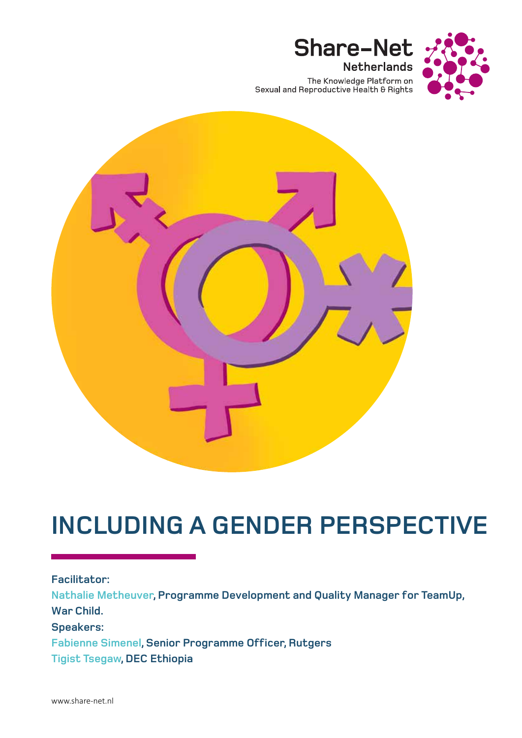Share-Net Netherlands

The Knowledge Platform on Sexual and Reproductive Health & Rights

# INCLUDING A GENDER PERSPECTIVE

**Facilitator:**

**Nathalie Metheuver, Programme Development and Quality Manager for TeamUp, War Child.**

**Speakers:**

**Fabienne Simenel, Senior Programme Officer, Rutgers**

**Tigist Tsegaw, DEC Ethiopia**

www.share-net.nl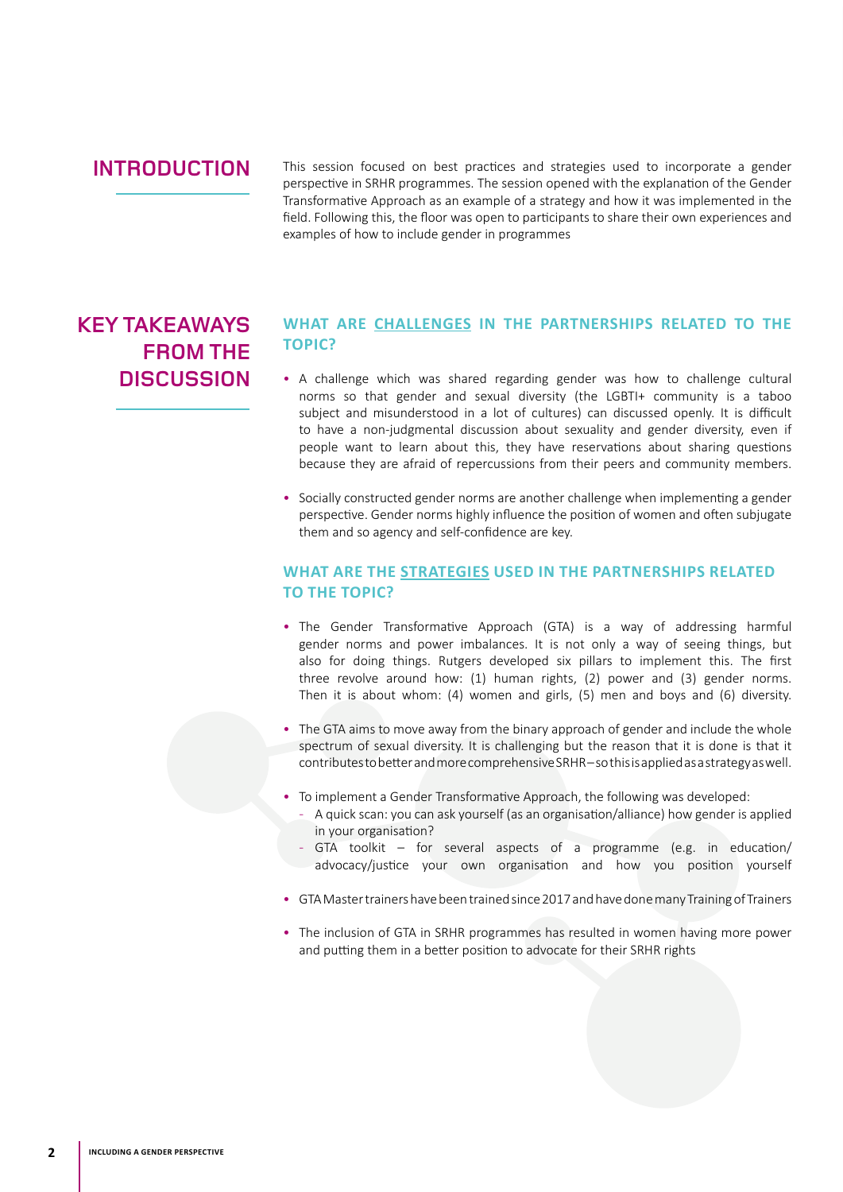## INTRODUCTION

This session focused on best practices and strategies used to incorporate a gender perspective in SRHR programmes. The session opened with the explanation of the Gender Transformative Approach as an example of a strategy and how it was implemented in the field. Following this, the floor was open to participants to share their own experiences and examples of how to include gender in programmes

## KEY TAKEAWAYS FROM THE DISCUSSION

### WHAT ARE CHALLENGES IN THE PARTNERSHIPS RELATED TO THE TOPIC?

- A challenge which was shared regarding gender was how to challenge cultural norms so that gender and sexual diversity (the LGBTI+ community is a taboo subject and misunderstood in a lot of cultures) can discussed openly. It is difficult to have a non-judgmental discussion about sexuality and gender diversity, even if people want to learn about this, they have reservations about sharing questions because they are afraid of repercussions from their peers and community members.
- Socially constructed gender norms are another challenge when implementing a gender perspective. Gender norms highly influence the position of women and often subjugate them and so agency and self-confidence are key.

### WHAT ARE THE STRATEGIES USED IN THE PARTNERSHIPS RELATED TO THE TOPIC?

- The Gender Transformative Approach (GTA) is a way of addressing harmful gender norms and power imbalances. It is not only a way of seeing things, but also for doing things. Rutgers developed six pillars to implement this. The first three revolve around how: (1) human rights, (2) power and (3) gender norms. Then it is about whom: (4) women and girls, (5) men and boys and (6) diversity.
- The GTA aims to move away from the binary approach of gender and include the whole spectrum of sexual diversity. It is challenging but the reason that it is done is that it contributes to better and more comprehensive SRHR – so this is applied as a strategy as well.
- To implement a Gender Transformative Approach, the following was developed:
  - A quick scan: you can ask yourself (as an organisation/alliance) how gender is applied in your organisation?
  - GTA toolkit – for several aspects of a programme (e.g. in education/ advocacy/justice your own organisation and how you position yourself
- GTA Master trainers have been trained since 2017 and have done many Training of Trainers
- The inclusion of GTA in SRHR programmes has resulted in women having more power and putting them in a better position to advocate for their SRHR rights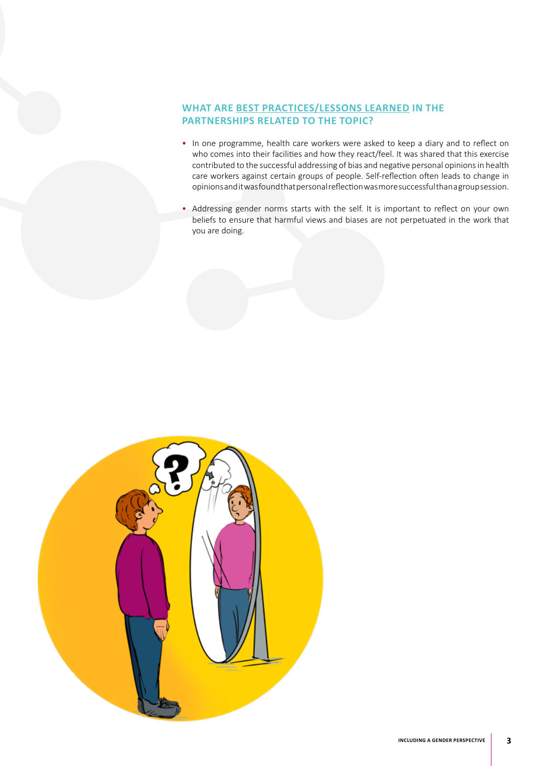## WHAT ARE BEST PRACTICES/LESSONS LEARNED IN THE PARTNERSHIPS RELATED TO THE TOPIC?

- In one programme, health care workers were asked to keep a diary and to reflect on who comes into their facilities and how they react/feel. It was shared that this exercise contributed to the successful addressing of bias and negative personal opinions in health care workers against certain groups of people. Self-reflection often leads to change in opinions and it was found that personal reflection was more successful than a group session.
- Addressing gender norms starts with the self. It is important to reflect on your own beliefs to ensure that harmful views and biases are not perpetuated in the work that you are doing.